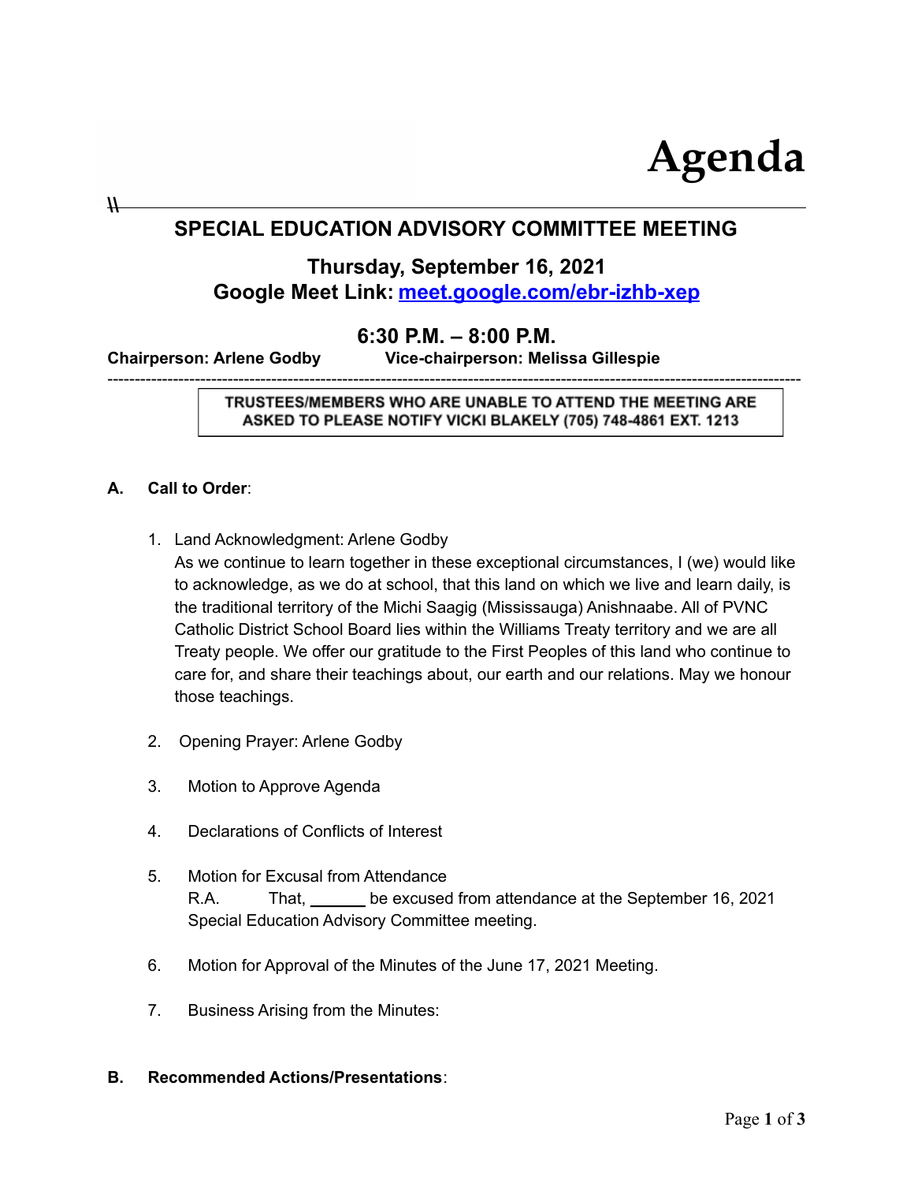# Agenda

## SPECIAL EDUCATION ADVISORY COMMITTEE MEETING

### Thursday, September 16, 2021
### Google Meet Link: [meet.google.com/ebr-izhb-xep](https://meet.google.com/ebr-izhb-xep)

### 6:30 P.M. – 8:00 P.M.

**Chairperson: Arlene Godby** **Vice-chairperson: Melissa Gillespie**

---

**TRUSTEES/MEMBERS WHO ARE UNABLE TO ATTEND THE MEETING ARE ASKED TO PLEASE NOTIFY VICKI BLAKELY (705) 748-4861 EXT. 1213**

**A. Call to Order**:

1. Land Acknowledgment: Arlene Godby
   As we continue to learn together in these exceptional circumstances, I (we) would like to acknowledge, as we do at school, that this land on which we live and learn daily, is the traditional territory of the Michi Saagig (Mississauga) Anishnaabe. All of PVNC Catholic District School Board lies within the Williams Treaty territory and we are all Treaty people. We offer our gratitude to the First Peoples of this land who continue to care for, and share their teachings about, our earth and our relations. May we honour those teachings.

2. Opening Prayer: Arlene Godby

3. Motion to Approve Agenda

4. Declarations of Conflicts of Interest

5. Motion for Excusal from Attendance
   R.A. That, ______ be excused from attendance at the September 16, 2021 Special Education Advisory Committee meeting.

6. Motion for Approval of the Minutes of the June 17, 2021 Meeting.

7. Business Arising from the Minutes:

**B. Recommended Actions/Presentations**: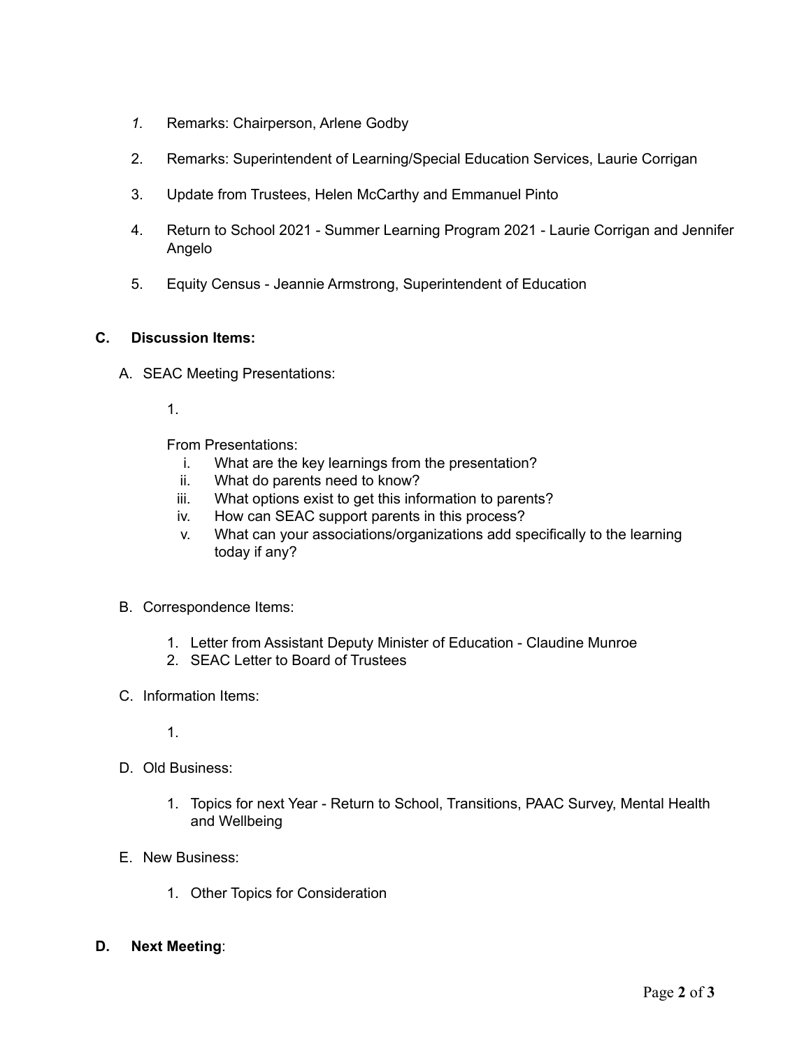1. Remarks: Chairperson, Arlene Godby

2. Remarks: Superintendent of Learning/Special Education Services, Laurie Corrigan

3. Update from Trustees, Helen McCarthy and Emmanuel Pinto

4. Return to School 2021 - Summer Learning Program 2021 - Laurie Corrigan and Jennifer Angelo

5. Equity Census - Jeannie Armstrong, Superintendent of Education

## C. Discussion Items:

A. SEAC Meeting Presentations:

   1.

   From Presentations:

   i. What are the key learnings from the presentation?
   ii. What do parents need to know?
   iii. What options exist to get this information to parents?
   iv. How can SEAC support parents in this process?
   v. What can your associations/organizations add specifically to the learning today if any?

B. Correspondence Items:

   1. Letter from Assistant Deputy Minister of Education - Claudine Munroe
   2. SEAC Letter to Board of Trustees

C. Information Items:

   1.

D. Old Business:

   1. Topics for next Year - Return to School, Transitions, PAAC Survey, Mental Health and Wellbeing

E. New Business:

   1. Other Topics for Consideration

## D. Next Meeting: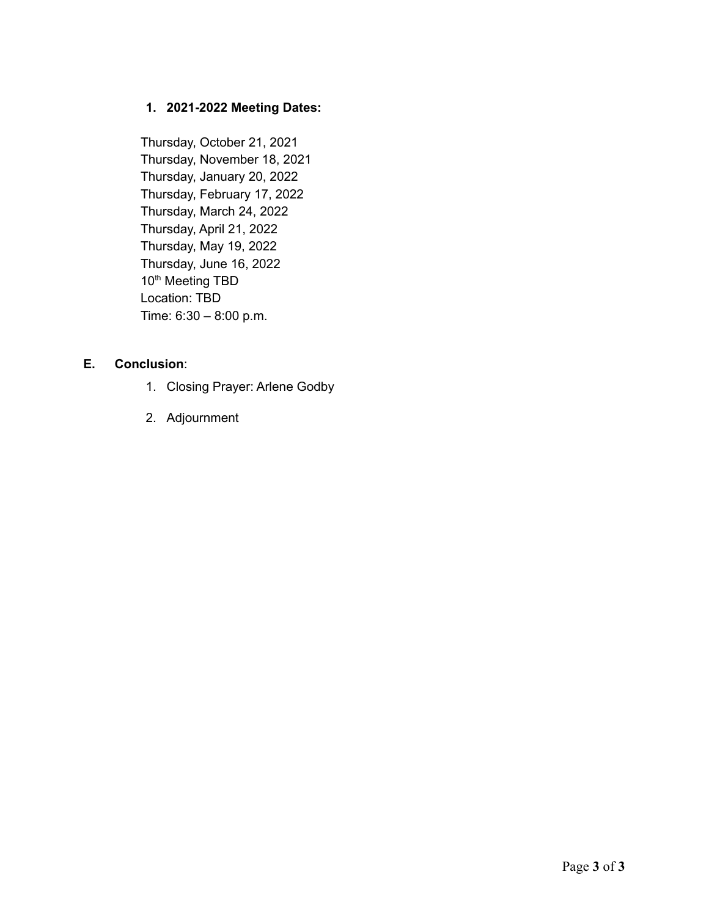1. **2021-2022 Meeting Dates:**

Thursday, October 21, 2021
Thursday, November 18, 2021
Thursday, January 20, 2022
Thursday, February 17, 2022
Thursday, March 24, 2022
Thursday, April 21, 2022
Thursday, May 19, 2022
Thursday, June 16, 2022
10th Meeting TBD
Location: TBD
Time: 6:30 – 8:00 p.m.

**E. Conclusion**:

1. Closing Prayer: Arlene Godby
2. Adjournment